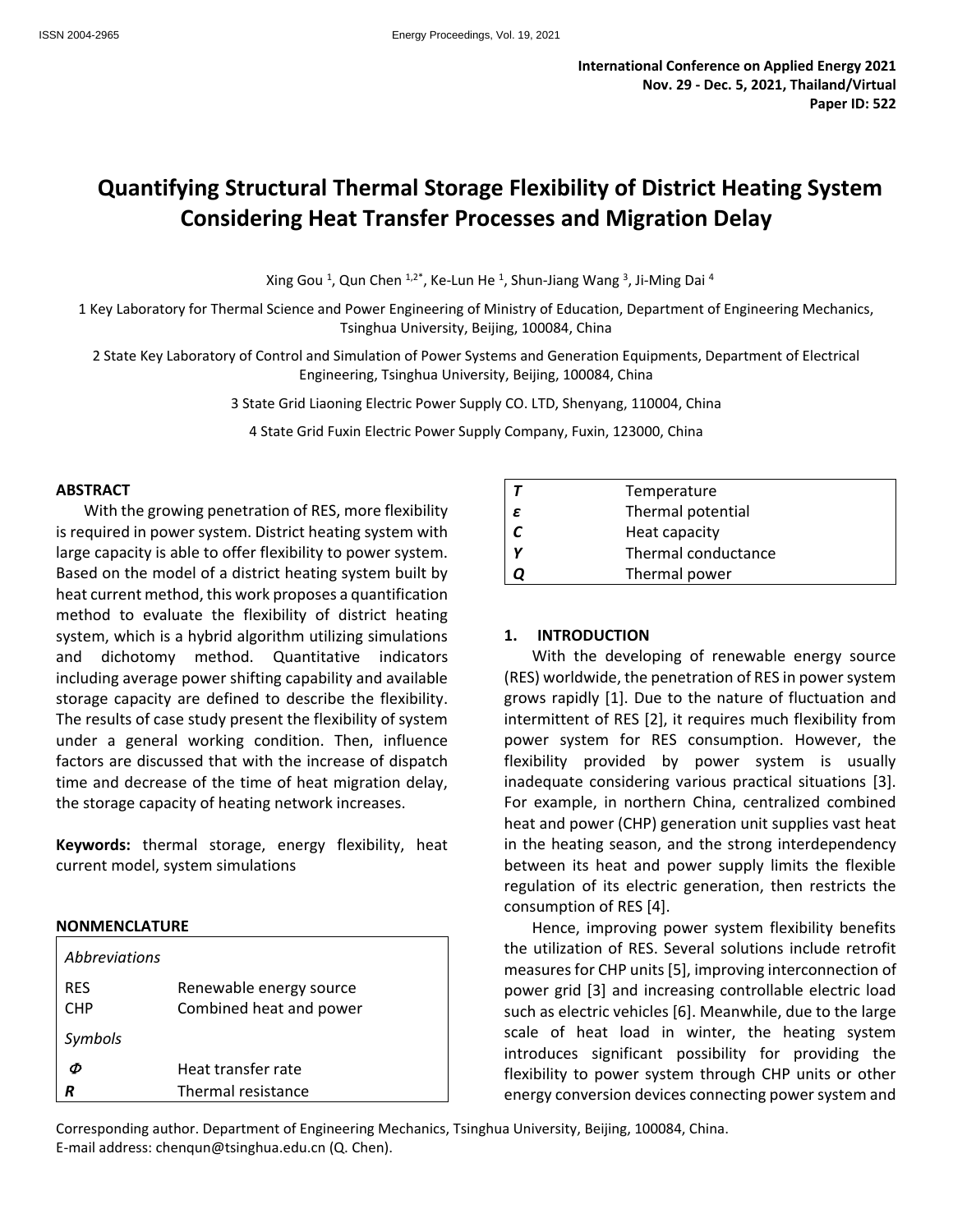**International Conference on Applied Energy 2021**
**Nov. 29 - Dec. 5, 2021, Thailand/Virtual**
**Paper ID: 522**

# Quantifying Structural Thermal Storage Flexibility of District Heating System Considering Heat Transfer Processes and Migration Delay

Xing Gou [1], Qun Chen [1,2*], Ke-Lun He [1], Shun-Jiang Wang [3], Ji-Ming Dai [4]

1 Key Laboratory for Thermal Science and Power Engineering of Ministry of Education, Department of Engineering Mechanics, Tsinghua University, Beijing, 100084, China

2 State Key Laboratory of Control and Simulation of Power Systems and Generation Equipments, Department of Electrical Engineering, Tsinghua University, Beijing, 100084, China

3 State Grid Liaoning Electric Power Supply CO. LTD, Shenyang, 110004, China

4 State Grid Fuxin Electric Power Supply Company, Fuxin, 123000, China

## ABSTRACT

With the growing penetration of RES, more flexibility is required in power system. District heating system with large capacity is able to offer flexibility to power system. Based on the model of a district heating system built by heat current method, this work proposes a quantification method to evaluate the flexibility of district heating system, which is a hybrid algorithm utilizing simulations and dichotomy method. Quantitative indicators including average power shifting capability and available storage capacity are defined to describe the flexibility. The results of case study present the flexibility of system under a general working condition. Then, influence factors are discussed that with the increase of dispatch time and decrease of the time of heat migration delay, the storage capacity of heating network increases.

**Keywords:** thermal storage, energy flexibility, heat current model, system simulations

## NONMENCLATURE

| | |
|---|---|
| *Abbreviations* | |
| RES | Renewable energy source |
| CHP | Combined heat and power |
| *Symbols* | |
| $\Phi$ | Heat transfer rate |
| $R$ | Thermal resistance |
| $T$ | Temperature |
| $\varepsilon$ | Thermal potential |
| $C$ | Heat capacity |
| $Y$ | Thermal conductance |
| $Q$ | Thermal power |

## 1. INTRODUCTION

With the developing of renewable energy source (RES) worldwide, the penetration of RES in power system grows rapidly [1]. Due to the nature of fluctuation and intermittent of RES [2], it requires much flexibility from power system for RES consumption. However, the flexibility provided by power system is usually inadequate considering various practical situations [3]. For example, in northern China, centralized combined heat and power (CHP) generation unit supplies vast heat in the heating season, and the strong interdependency between its heat and power supply limits the flexible regulation of its electric generation, then restricts the consumption of RES [4].

Hence, improving power system flexibility benefits the utilization of RES. Several solutions include retrofit measures for CHP units [5], improving interconnection of power grid [3] and increasing controllable electric load such as electric vehicles [6]. Meanwhile, due to the large scale of heat load in winter, the heating system introduces significant possibility for providing the flexibility to power system through CHP units or other energy conversion devices connecting power system and

Corresponding author. Department of Engineering Mechanics, Tsinghua University, Beijing, 100084, China.
E-mail address: chenqun@tsinghua.edu.cn (Q. Chen).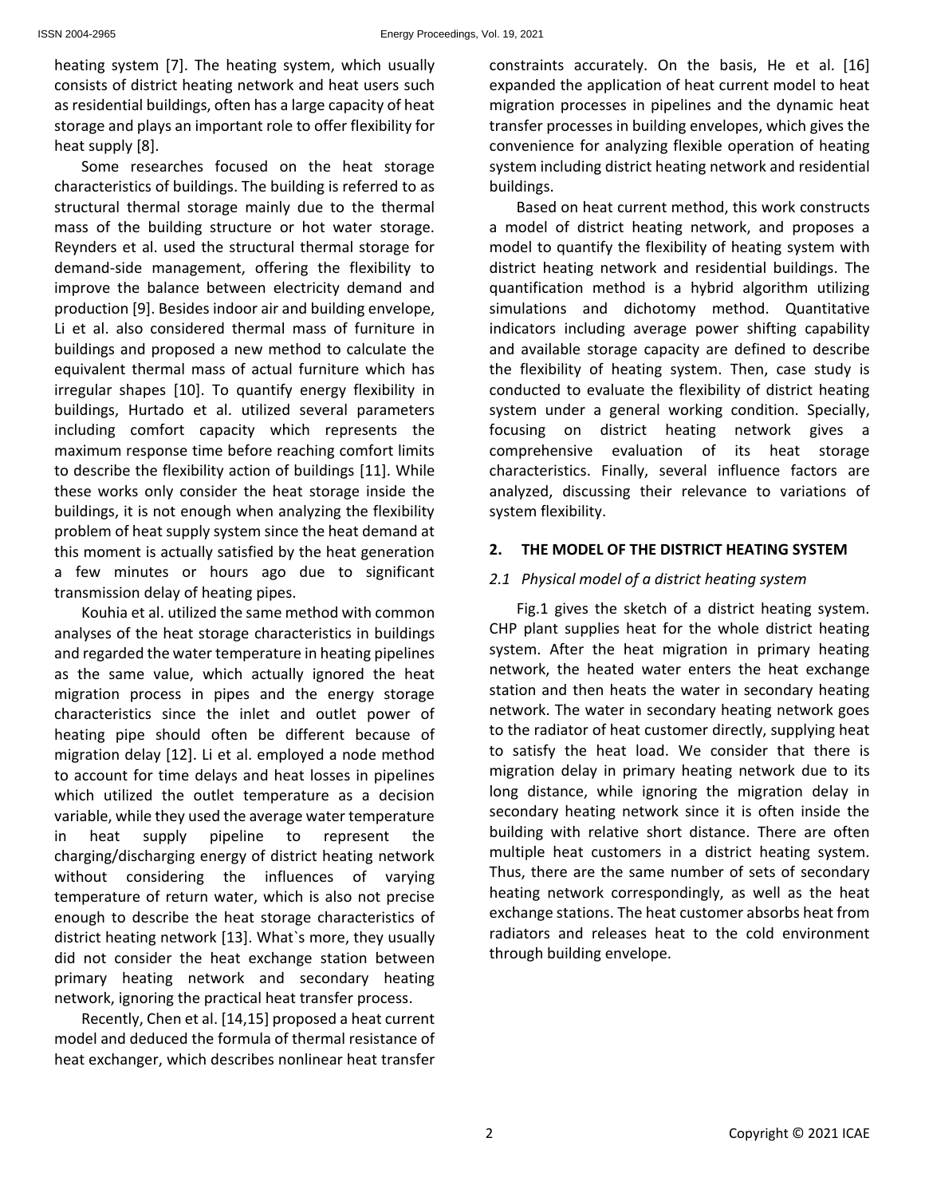heating system [7]. The heating system, which usually consists of district heating network and heat users such as residential buildings, often has a large capacity of heat storage and plays an important role to offer flexibility for heat supply [8].

Some researches focused on the heat storage characteristics of buildings. The building is referred to as structural thermal storage mainly due to the thermal mass of the building structure or hot water storage. Reynders et al. used the structural thermal storage for demand-side management, offering the flexibility to improve the balance between electricity demand and production [9]. Besides indoor air and building envelope, Li et al. also considered thermal mass of furniture in buildings and proposed a new method to calculate the equivalent thermal mass of actual furniture which has irregular shapes [10]. To quantify energy flexibility in buildings, Hurtado et al. utilized several parameters including comfort capacity which represents the maximum response time before reaching comfort limits to describe the flexibility action of buildings [11]. While these works only consider the heat storage inside the buildings, it is not enough when analyzing the flexibility problem of heat supply system since the heat demand at this moment is actually satisfied by the heat generation a few minutes or hours ago due to significant transmission delay of heating pipes.

Kouhia et al. utilized the same method with common analyses of the heat storage characteristics in buildings and regarded the water temperature in heating pipelines as the same value, which actually ignored the heat migration process in pipes and the energy storage characteristics since the inlet and outlet power of heating pipe should often be different because of migration delay [12]. Li et al. employed a node method to account for time delays and heat losses in pipelines which utilized the outlet temperature as a decision variable, while they used the average water temperature in heat supply pipeline to represent the charging/discharging energy of district heating network without considering the influences of varying temperature of return water, which is also not precise enough to describe the heat storage characteristics of district heating network [13]. What`s more, they usually did not consider the heat exchange station between primary heating network and secondary heating network, ignoring the practical heat transfer process.

Recently, Chen et al. [14,15] proposed a heat current model and deduced the formula of thermal resistance of heat exchanger, which describes nonlinear heat transfer constraints accurately. On the basis, He et al. [16] expanded the application of heat current model to heat migration processes in pipelines and the dynamic heat transfer processes in building envelopes, which gives the convenience for analyzing flexible operation of heating system including district heating network and residential buildings.

Based on heat current method, this work constructs a model of district heating network, and proposes a model to quantify the flexibility of heating system with district heating network and residential buildings. The quantification method is a hybrid algorithm utilizing simulations and dichotomy method. Quantitative indicators including average power shifting capability and available storage capacity are defined to describe the flexibility of heating system. Then, case study is conducted to evaluate the flexibility of district heating system under a general working condition. Specially, focusing on district heating network gives a comprehensive evaluation of its heat storage characteristics. Finally, several influence factors are analyzed, discussing their relevance to variations of system flexibility.

## 2. THE MODEL OF THE DISTRICT HEATING SYSTEM

### *2.1 Physical model of a district heating system*

Fig.1 gives the sketch of a district heating system. CHP plant supplies heat for the whole district heating system. After the heat migration in primary heating network, the heated water enters the heat exchange station and then heats the water in secondary heating network. The water in secondary heating network goes to the radiator of heat customer directly, supplying heat to satisfy the heat load. We consider that there is migration delay in primary heating network due to its long distance, while ignoring the migration delay in secondary heating network since it is often inside the building with relative short distance. There are often multiple heat customers in a district heating system. Thus, there are the same number of sets of secondary heating network correspondingly, as well as the heat exchange stations. The heat customer absorbs heat from radiators and releases heat to the cold environment through building envelope.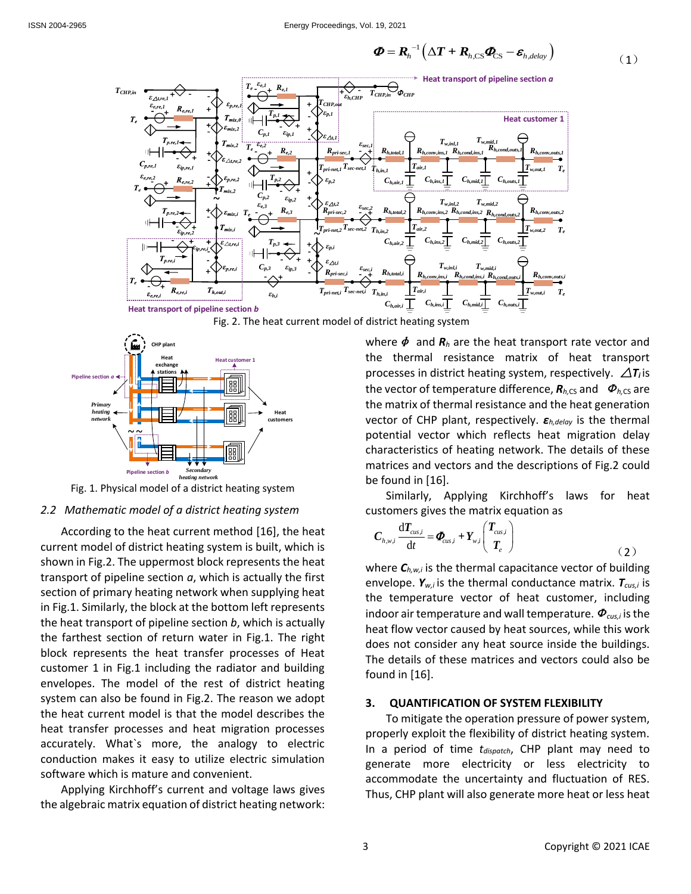$$\boldsymbol{\Phi} = \boldsymbol{R}_h^{-1}\left(\Delta \boldsymbol{T} + \boldsymbol{R}_{h,\mathrm{CS}}\boldsymbol{\Phi}_{\mathrm{CS}} - \boldsymbol{\varepsilon}_{h,delay}\right) \tag{1}$$

Fig. 2. The heat current model of district heating system

Fig. 1. Physical model of a district heating system

### 2.2 *Mathematic model of a district heating system*

According to the heat current method [16], the heat current model of district heating system is built, which is shown in Fig.2. The uppermost block represents the heat transport of pipeline section *a*, which is actually the first section of primary heating network when supplying heat in Fig.1. Similarly, the block at the bottom left represents the heat transport of pipeline section *b*, which is actually the farthest section of return water in Fig.1. The right block represents the heat transfer processes of Heat customer 1 in Fig.1 including the radiator and building envelopes. The model of the rest of district heating system can also be found in Fig.2. The reason we adopt the heat current model is that the model describes the heat transfer processes and heat migration processes accurately. What`s more, the analogy to electric conduction makes it easy to utilize electric simulation software which is mature and convenient.

Applying Kirchhoff's current and voltage laws gives the algebraic matrix equation of district heating network:

where $\boldsymbol{\Phi}$ and $\boldsymbol{R}_h$ are the heat transport rate vector and the thermal resistance matrix of heat transport processes in district heating system, respectively. $\Delta \boldsymbol{T}_i$ is the vector of temperature difference, $\boldsymbol{R}_{h,\mathrm{CS}}$ and $\boldsymbol{\Phi}_{h,\mathrm{CS}}$ are the matrix of thermal resistance and the heat generation vector of CHP plant, respectively. $\boldsymbol{\varepsilon}_{h,delay}$ is the thermal potential vector which reflects heat migration delay characteristics of heating network. The details of these matrices and vectors and the descriptions of Fig.2 could be found in [16].

Similarly, Applying Kirchhoff's laws for heat customers gives the matrix equation as

$$\boldsymbol{C}_{h,w,i}\frac{\mathrm{d}\boldsymbol{T}_{cus,i}}{\mathrm{d}t} = \boldsymbol{\Phi}_{cus,i} + \boldsymbol{Y}_{w,i}\begin{pmatrix}\boldsymbol{T}_{cus,i}\\ \boldsymbol{T}_e\end{pmatrix} \tag{2}$$

where $\boldsymbol{C}_{h,w,i}$ is the thermal capacitance vector of building envelope. $\boldsymbol{Y}_{w,i}$ is the thermal conductance matrix. $\boldsymbol{T}_{cus,i}$ is the temperature vector of heat customer, including indoor air temperature and wall temperature. $\boldsymbol{\Phi}_{cus,i}$ is the heat flow vector caused by heat sources, while this work does not consider any heat source inside the buildings. The details of these matrices and vectors could also be found in [16].

## 3. QUANTIFICATION OF SYSTEM FLEXIBILITY

To mitigate the operation pressure of power system, properly exploit the flexibility of district heating system. In a period of time $t_{dispatch}$, CHP plant may need to generate more electricity or less electricity to accommodate the uncertainty and fluctuation of RES. Thus, CHP plant will also generate more heat or less heat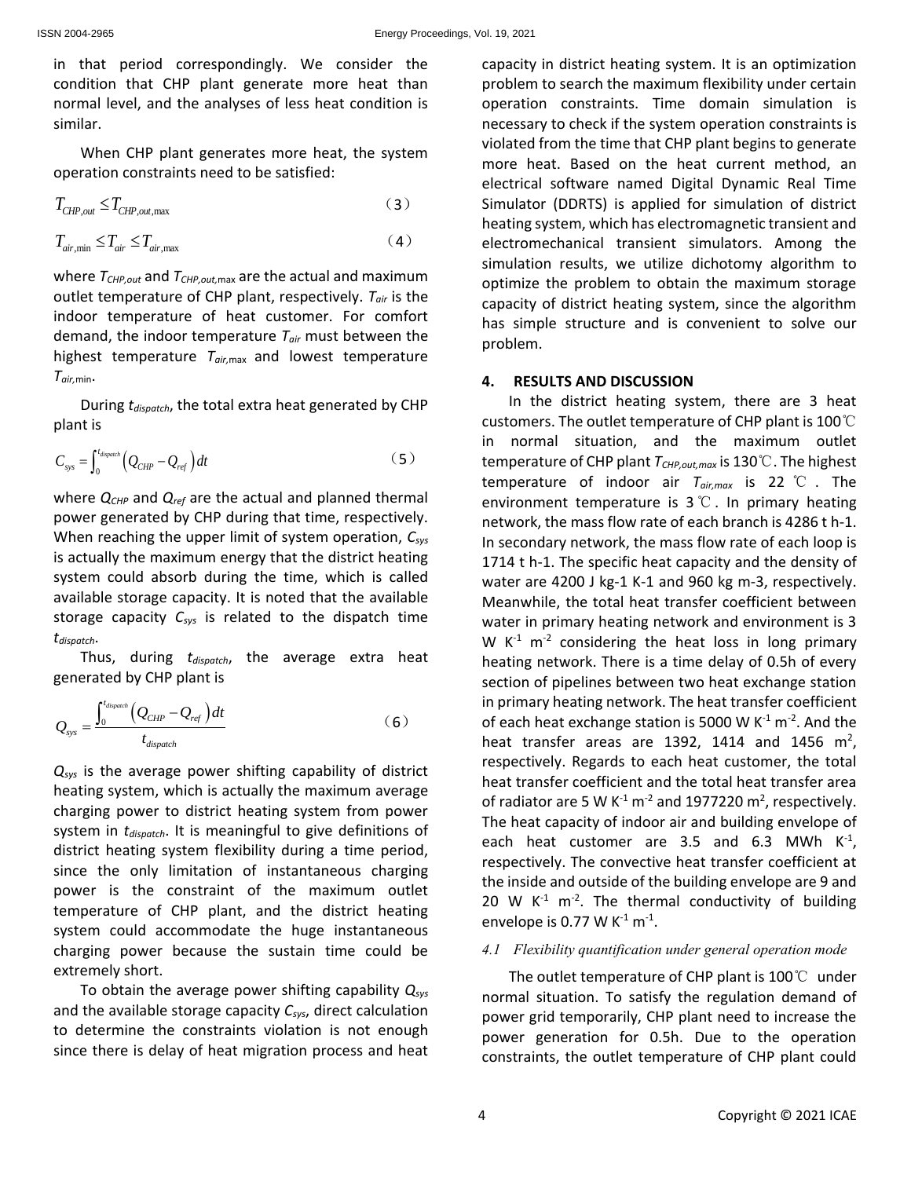in that period correspondingly. We consider the condition that CHP plant generate more heat than normal level, and the analyses of less heat condition is similar.

When CHP plant generates more heat, the system operation constraints need to be satisfied:

$$T_{CHP,out} \leq T_{CHP,out,\max} \tag{3}$$

$$T_{air,\min} \leq T_{air} \leq T_{air,\max} \tag{4}$$

where $T_{CHP,out}$ and $T_{CHP,out,\max}$ are the actual and maximum outlet temperature of CHP plant, respectively. $T_{air}$ is the indoor temperature of heat customer. For comfort demand, the indoor temperature $T_{air}$ must between the highest temperature $T_{air,\max}$ and lowest temperature $T_{air,\min}$.

During $t_{dispatch}$, the total extra heat generated by CHP plant is

$$C_{sys} = \int_0^{t_{dispatch}} \left(Q_{CHP} - Q_{ref}\right) dt \tag{5}$$

where $Q_{CHP}$ and $Q_{ref}$ are the actual and planned thermal power generated by CHP during that time, respectively. When reaching the upper limit of system operation, $C_{sys}$ is actually the maximum energy that the district heating system could absorb during the time, which is called available storage capacity. It is noted that the available storage capacity $C_{sys}$ is related to the dispatch time $t_{dispatch}$.

Thus, during $t_{dispatch}$, the average extra heat generated by CHP plant is

$$Q_{sys} = \frac{\int_0^{t_{dispatch}} \left(Q_{CHP} - Q_{ref}\right) dt}{t_{dispatch}} \tag{6}$$

$Q_{sys}$ is the average power shifting capability of district heating system, which is actually the maximum average charging power to district heating system from power system in $t_{dispatch}$. It is meaningful to give definitions of district heating system flexibility during a time period, since the only limitation of instantaneous charging power is the constraint of the maximum outlet temperature of CHP plant, and the district heating system could accommodate the huge instantaneous charging power because the sustain time could be extremely short.

To obtain the average power shifting capability $Q_{sys}$ and the available storage capacity $C_{sys}$, direct calculation to determine the constraints violation is not enough since there is delay of heat migration process and heat capacity in district heating system. It is an optimization problem to search the maximum flexibility under certain operation constraints. Time domain simulation is necessary to check if the system operation constraints is violated from the time that CHP plant begins to generate more heat. Based on the heat current method, an electrical software named Digital Dynamic Real Time Simulator (DDRTS) is applied for simulation of district heating system, which has electromagnetic transient and electromechanical transient simulators. Among the simulation results, we utilize dichotomy algorithm to optimize the problem to obtain the maximum storage capacity of district heating system, since the algorithm has simple structure and is convenient to solve our problem.

## 4. RESULTS AND DISCUSSION

In the district heating system, there are 3 heat customers. The outlet temperature of CHP plant is 100℃ in normal situation, and the maximum outlet temperature of CHP plant $T_{CHP,out,max}$ is 130℃. The highest temperature of indoor air $T_{air,max}$ is 22 ℃. The environment temperature is 3℃. In primary heating network, the mass flow rate of each branch is 4286 t h-1. In secondary network, the mass flow rate of each loop is 1714 t h-1. The specific heat capacity and the density of water are 4200 J kg-1 K-1 and 960 kg m-3, respectively. Meanwhile, the total heat transfer coefficient between water in primary heating network and environment is 3 W $K^{-1}$ $m^{-2}$ considering the heat loss in long primary heating network. There is a time delay of 0.5h of every section of pipelines between two heat exchange station in primary heating network. The heat transfer coefficient of each heat exchange station is 5000 W $K^{-1}$ $m^{-2}$. And the heat transfer areas are 1392, 1414 and 1456 $m^2$, respectively. Regards to each heat customer, the total heat transfer coefficient and the total heat transfer area of radiator are 5 W $K^{-1}$ $m^{-2}$ and 1977220 $m^2$, respectively. The heat capacity of indoor air and building envelope of each heat customer are 3.5 and 6.3 MWh $K^{-1}$, respectively. The convective heat transfer coefficient at the inside and outside of the building envelope are 9 and 20 W $K^{-1}$ $m^{-2}$. The thermal conductivity of building envelope is 0.77 W $K^{-1}$ $m^{-1}$.

### *4.1 Flexibility quantification under general operation mode*

The outlet temperature of CHP plant is 100℃ under normal situation. To satisfy the regulation demand of power grid temporarily, CHP plant need to increase the power generation for 0.5h. Due to the operation constraints, the outlet temperature of CHP plant could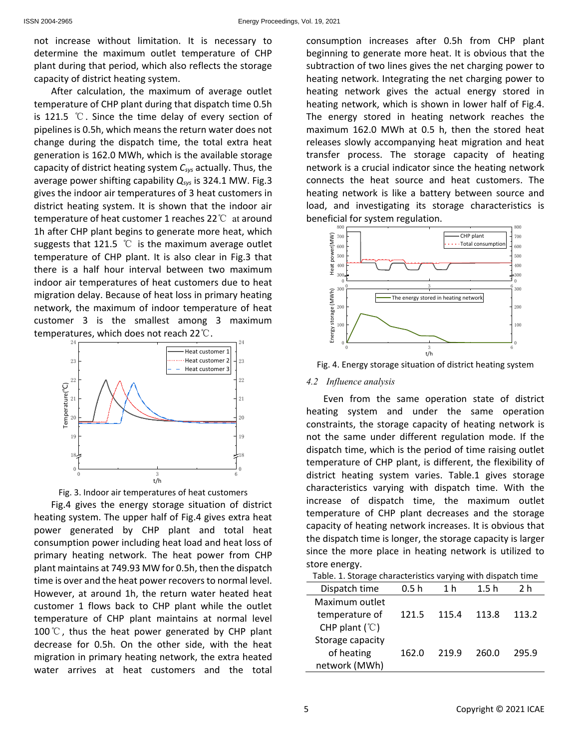not increase without limitation. It is necessary to determine the maximum outlet temperature of CHP plant during that period, which also reflects the storage capacity of district heating system.

After calculation, the maximum of average outlet temperature of CHP plant during that dispatch time 0.5h is 121.5 ℃. Since the time delay of every section of pipelines is 0.5h, which means the return water does not change during the dispatch time, the total extra heat generation is 162.0 MWh, which is the available storage capacity of district heating system $C_{sys}$ actually. Thus, the average power shifting capability $Q_{sys}$ is 324.1 MW. Fig.3 gives the indoor air temperatures of 3 heat customers in district heating system. It is shown that the indoor air temperature of heat customer 1 reaches 22℃ at around 1h after CHP plant begins to generate more heat, which suggests that 121.5 ℃ is the maximum average outlet temperature of CHP plant. It is also clear in Fig.3 that there is a half hour interval between two maximum indoor air temperatures of heat customers due to heat migration delay. Because of heat loss in primary heating network, the maximum of indoor temperature of heat customer 3 is the smallest among 3 maximum temperatures, which does not reach 22℃.

24
23
22
21
20
19
18
0
Temperature(℃)
0
3
6
t/h
Heat customer 1
Heat customer 2
Heat customer 3

Fig. 3. Indoor air temperatures of heat customers

Fig.4 gives the energy storage situation of district heating system. The upper half of Fig.4 gives extra heat power generated by CHP plant and total heat consumption power including heat load and heat loss of primary heating network. The heat power from CHP plant maintains at 749.93 MW for 0.5h, then the dispatch time is over and the heat power recovers to normal level. However, at around 1h, the return water heated heat customer 1 flows back to CHP plant while the outlet temperature of CHP plant maintains at normal level 100℃, thus the heat power generated by CHP plant decrease for 0.5h. On the other side, with the heat migration in primary heating network, the extra heated water arrives at heat customers and the total consumption increases after 0.5h from CHP plant beginning to generate more heat. It is obvious that the subtraction of two lines gives the net charging power to heating network. Integrating the net charging power to heating network gives the actual energy stored in heating network, which is shown in lower half of Fig.4. The energy stored in heating network reaches the maximum 162.0 MWh at 0.5 h, then the stored heat releases slowly accompanying heat migration and heat transfer process. The storage capacity of heating network is a crucial indicator since the heating network connects the heat source and heat customers. The heating network is like a battery between source and load, and investigating its storage characteristics is beneficial for system regulation.

Heat power(MW)
800
700
600
500
400
300
0
CHP plant
Total consumption
Energy storage (MWh)
300
200
100
0
The energy stored in heating network
0
3
6
t/h

Fig. 4. Energy storage situation of district heating system

### 4.2 Influence analysis

Even from the same operation state of district heating system and under the same operation constraints, the storage capacity of heating network is not the same under different regulation mode. If the dispatch time, which is the period of time raising outlet temperature of CHP plant, is different, the flexibility of district heating system varies. Table.1 gives storage characteristics varying with dispatch time. With the increase of dispatch time, the maximum outlet temperature of CHP plant decreases and the storage capacity of heating network increases. It is obvious that the dispatch time is longer, the storage capacity is larger since the more place in heating network is utilized to store energy.

Table. 1. Storage characteristics varying with dispatch time

| Dispatch time | 0.5 h | 1 h | 1.5 h | 2 h |
|---|---|---|---|---|
| Maximum outlet temperature of CHP plant (℃) | 121.5 | 115.4 | 113.8 | 113.2 |
| Storage capacity of heating network (MWh) | 162.0 | 219.9 | 260.0 | 295.9 |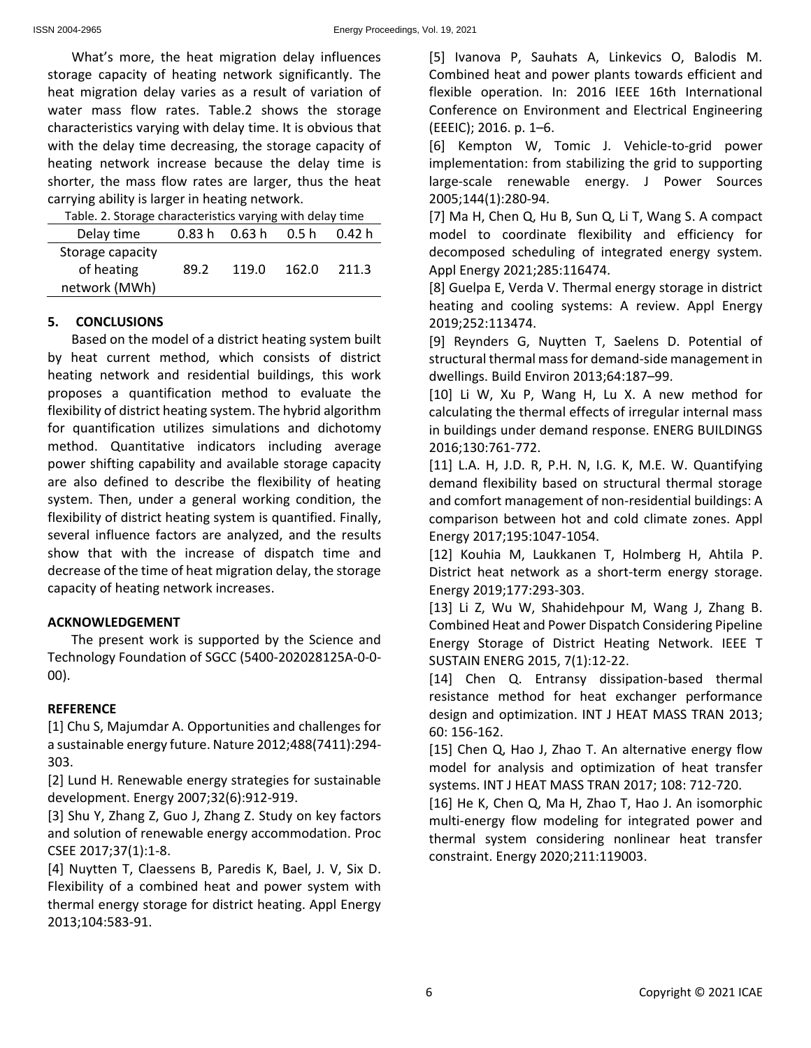What's more, the heat migration delay influences storage capacity of heating network significantly. The heat migration delay varies as a result of variation of water mass flow rates. Table.2 shows the storage characteristics varying with delay time. It is obvious that with the delay time decreasing, the storage capacity of heating network increase because the delay time is shorter, the mass flow rates are larger, thus the heat carrying ability is larger in heating network.

Table. 2. Storage characteristics varying with delay time

| Delay time | 0.83 h | 0.63 h | 0.5 h | 0.42 h |
|---|---|---|---|---|
| Storage capacity of heating network (MWh) | 89.2 | 119.0 | 162.0 | 211.3 |

## 5. CONCLUSIONS

Based on the model of a district heating system built by heat current method, which consists of district heating network and residential buildings, this work proposes a quantification method to evaluate the flexibility of district heating system. The hybrid algorithm for quantification utilizes simulations and dichotomy method. Quantitative indicators including average power shifting capability and available storage capacity are also defined to describe the flexibility of heating system. Then, under a general working condition, the flexibility of district heating system is quantified. Finally, several influence factors are analyzed, and the results show that with the increase of dispatch time and decrease of the time of heat migration delay, the storage capacity of heating network increases.

## ACKNOWLEDGEMENT

The present work is supported by the Science and Technology Foundation of SGCC (5400-202028125A-0-0-00).

## REFERENCE

[1] Chu S, Majumdar A. Opportunities and challenges for a sustainable energy future. Nature 2012;488(7411):294-303.

[2] Lund H. Renewable energy strategies for sustainable development. Energy 2007;32(6):912-919.

[3] Shu Y, Zhang Z, Guo J, Zhang Z. Study on key factors and solution of renewable energy accommodation. Proc CSEE 2017;37(1):1-8.

[4] Nuytten T, Claessens B, Paredis K, Bael, J. V, Six D. Flexibility of a combined heat and power system with thermal energy storage for district heating. Appl Energy 2013;104:583-91.

[5] Ivanova P, Sauhats A, Linkevics O, Balodis M. Combined heat and power plants towards efficient and flexible operation. In: 2016 IEEE 16th International Conference on Environment and Electrical Engineering (EEEIC); 2016. p. 1–6.

[6] Kempton W, Tomic J. Vehicle-to-grid power implementation: from stabilizing the grid to supporting large-scale renewable energy. J Power Sources 2005;144(1):280-94.

[7] Ma H, Chen Q, Hu B, Sun Q, Li T, Wang S. A compact model to coordinate flexibility and efficiency for decomposed scheduling of integrated energy system. Appl Energy 2021;285:116474.

[8] Guelpa E, Verda V. Thermal energy storage in district heating and cooling systems: A review. Appl Energy 2019;252:113474.

[9] Reynders G, Nuytten T, Saelens D. Potential of structural thermal mass for demand-side management in dwellings. Build Environ 2013;64:187–99.

[10] Li W, Xu P, Wang H, Lu X. A new method for calculating the thermal effects of irregular internal mass in buildings under demand response. ENERG BUILDINGS 2016;130:761-772.

[11] L.A. H, J.D. R, P.H. N, I.G. K, M.E. W. Quantifying demand flexibility based on structural thermal storage and comfort management of non-residential buildings: A comparison between hot and cold climate zones. Appl Energy 2017;195:1047-1054.

[12] Kouhia M, Laukkanen T, Holmberg H, Ahtila P. District heat network as a short-term energy storage. Energy 2019;177:293-303.

[13] Li Z, Wu W, Shahidehpour M, Wang J, Zhang B. Combined Heat and Power Dispatch Considering Pipeline Energy Storage of District Heating Network. IEEE T SUSTAIN ENERG 2015, 7(1):12-22.

[14] Chen Q. Entransy dissipation-based thermal resistance method for heat exchanger performance design and optimization. INT J HEAT MASS TRAN 2013; 60: 156-162.

[15] Chen Q, Hao J, Zhao T. An alternative energy flow model for analysis and optimization of heat transfer systems. INT J HEAT MASS TRAN 2017; 108: 712-720.

[16] He K, Chen Q, Ma H, Zhao T, Hao J. An isomorphic multi-energy flow modeling for integrated power and thermal system considering nonlinear heat transfer constraint. Energy 2020;211:119003.